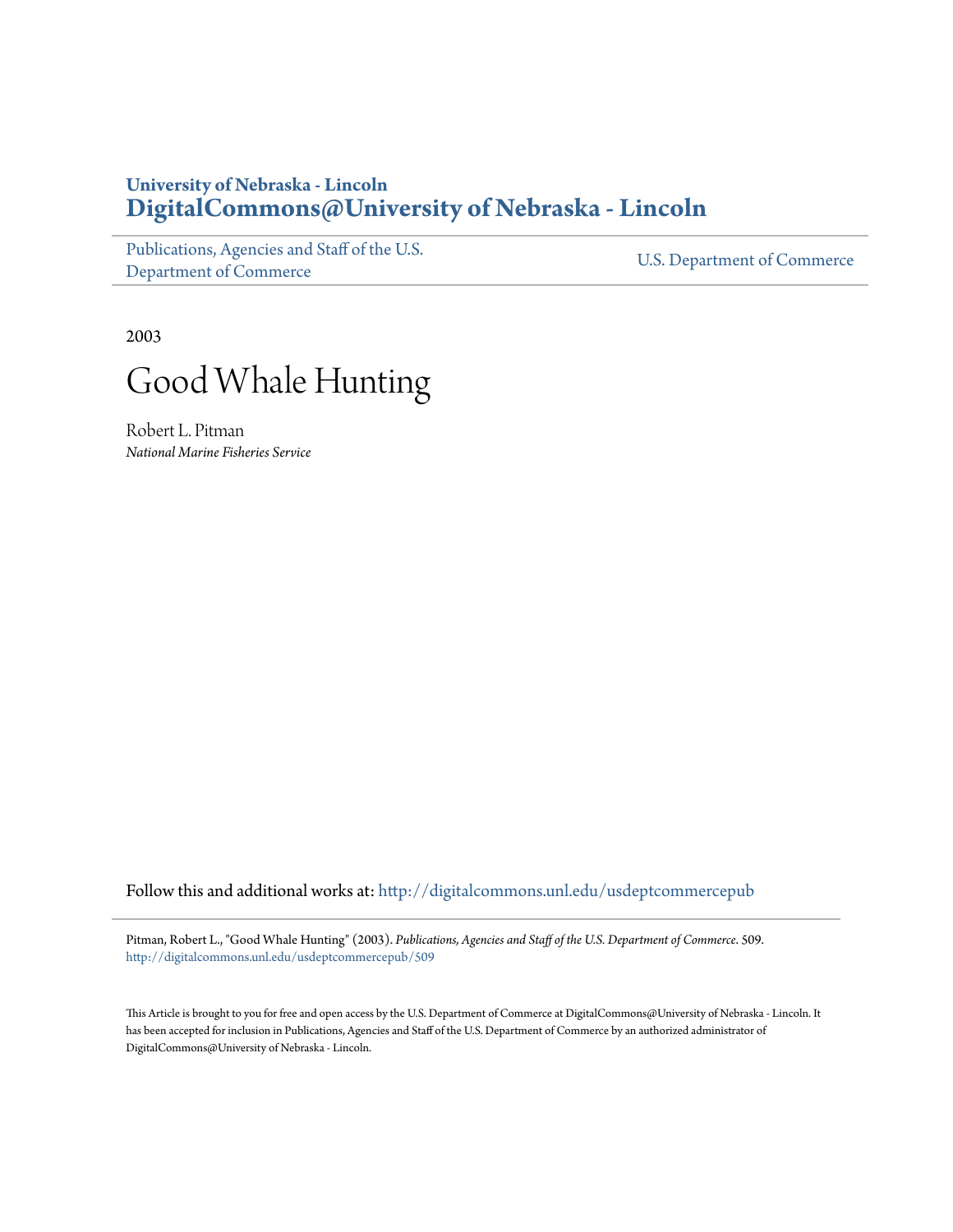**University of Nebraska - Lincoln**
**DigitalCommons@University of Nebraska - Lincoln**

Publications, Agencies and Staff of the U.S. Department of Commerce | U.S. Department of Commerce

2003

# Good Whale Hunting

Robert L. Pitman
*National Marine Fisheries Service*

Follow this and additional works at: http://digitalcommons.unl.edu/usdeptcommercepub

Pitman, Robert L., "Good Whale Hunting" (2003). *Publications, Agencies and Staff of the U.S. Department of Commerce*. 509.
http://digitalcommons.unl.edu/usdeptcommercepub/509

This Article is brought to you for free and open access by the U.S. Department of Commerce at DigitalCommons@University of Nebraska - Lincoln. It has been accepted for inclusion in Publications, Agencies and Staff of the U.S. Department of Commerce by an authorized administrator of DigitalCommons@University of Nebraska - Lincoln.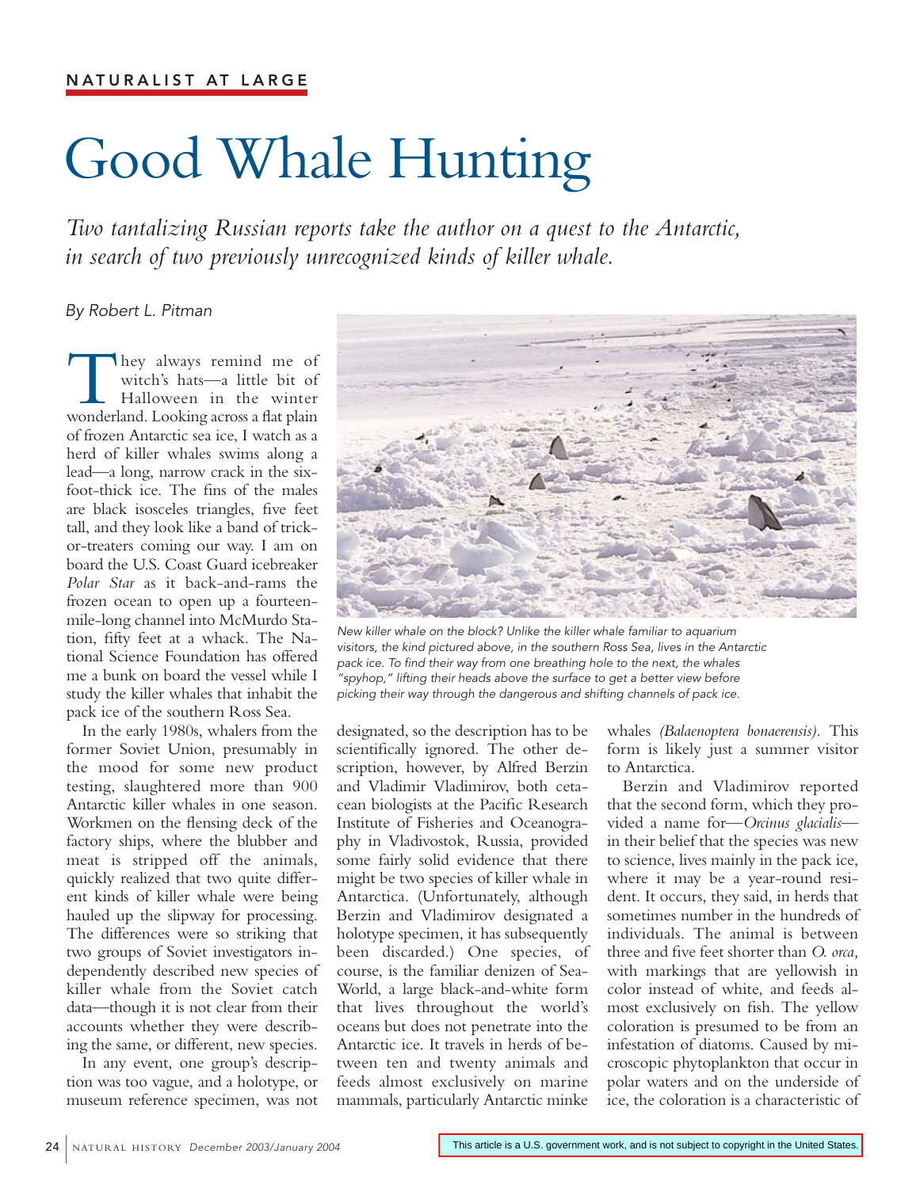NATURALIST AT LARGE

# Good Whale Hunting

*Two tantalizing Russian reports take the author on a quest to the Antarctic, in search of two previously unrecognized kinds of killer whale.*

By Robert L. Pitman

They always remind me of witch's hats—a little bit of Halloween in the winter wonderland. Looking across a flat plain of frozen Antarctic sea ice, I watch as a herd of killer whales swims along a lead—a long, narrow crack in the six-foot-thick ice. The fins of the males are black isosceles triangles, five feet tall, and they look like a band of trick-or-treaters coming our way. I am on board the U.S. Coast Guard icebreaker *Polar Star* as it back-and-rams the frozen ocean to open up a fourteen-mile-long channel into McMurdo Station, fifty feet at a whack. The National Science Foundation has offered me a bunk on board the vessel while I study the killer whales that inhabit the pack ice of the southern Ross Sea.

*New killer whale on the block? Unlike the killer whale familiar to aquarium visitors, the kind pictured above, in the southern Ross Sea, lives in the Antarctic pack ice. To find their way from one breathing hole to the next, the whales "spyhop," lifting their heads above the surface to get a better view before picking their way through the dangerous and shifting channels of pack ice.*

In the early 1980s, whalers from the former Soviet Union, presumably in the mood for some new product testing, slaughtered more than 900 Antarctic killer whales in one season. Workmen on the flensing deck of the factory ships, where the blubber and meat is stripped off the animals, quickly realized that two quite different kinds of killer whale were being hauled up the slipway for processing. The differences were so striking that two groups of Soviet investigators independently described new species of killer whale from the Soviet catch data—though it is not clear from their accounts whether they were describing the same, or different, new species.

In any event, one group's description was too vague, and a holotype, or museum reference specimen, was not designated, so the description has to be scientifically ignored. The other description, however, by Alfred Berzin and Vladimir Vladimirov, both cetacean biologists at the Pacific Research Institute of Fisheries and Oceanography in Vladivostok, Russia, provided some fairly solid evidence that there might be two species of killer whale in Antarctica. (Unfortunately, although Berzin and Vladimirov designated a holotype specimen, it has subsequently been discarded.) One species, of course, is the familiar denizen of SeaWorld, a large black-and-white form that lives throughout the world's oceans but does not penetrate into the Antarctic ice. It travels in herds of between ten and twenty animals and feeds almost exclusively on marine mammals, particularly Antarctic minke whales *(Balaenoptera bonaerensis).* This form is likely just a summer visitor to Antarctica.

Berzin and Vladimirov reported that the second form, which they provided a name for—*Orcinus glacialis*—in their belief that the species was new to science, lives mainly in the pack ice, where it may be a year-round resident. It occurs, they said, in herds that sometimes number in the hundreds of individuals. The animal is between three and five feet shorter than *O. orca,* with markings that are yellowish in color instead of white, and feeds almost exclusively on fish. The yellow coloration is presumed to be from an infestation of diatoms. Caused by microscopic phytoplankton that occur in polar waters and on the underside of ice, the coloration is a characteristic of

This article is a U.S. government work, and is not subject to copyright in the United States.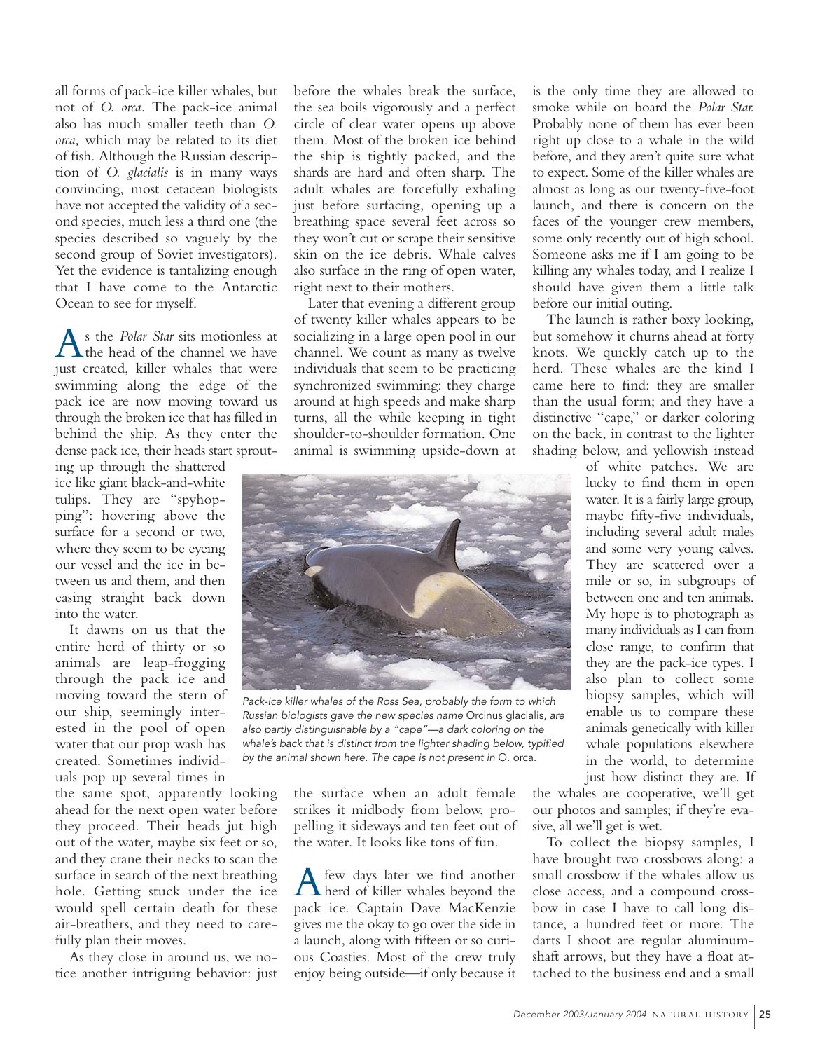all forms of pack-ice killer whales, but not of *O. orca*. The pack-ice animal also has much smaller teeth than *O. orca,* which may be related to its diet of fish. Although the Russian description of *O. glacialis* is in many ways convincing, most cetacean biologists have not accepted the validity of a second species, much less a third one (the species described so vaguely by the second group of Soviet investigators). Yet the evidence is tantalizing enough that I have come to the Antarctic Ocean to see for myself.

As the *Polar Star* sits motionless at the head of the channel we have just created, killer whales that were swimming along the edge of the pack ice are now moving toward us through the broken ice that has filled in behind the ship. As they enter the dense pack ice, their heads start sprouting up through the shattered ice like giant black-and-white tulips. They are "spyhopping": hovering above the surface for a second or two, where they seem to be eyeing our vessel and the ice in between us and them, and then easing straight back down into the water.

It dawns on us that the entire herd of thirty or so animals are leap-frogging through the pack ice and moving toward the stern of our ship, seemingly interested in the pool of open water that our prop wash has created. Sometimes individuals pop up several times in the same spot, apparently looking ahead for the next open water before they proceed. Their heads jut high out of the water, maybe six feet or so, and they crane their necks to scan the surface in search of the next breathing hole. Getting stuck under the ice would spell certain death for these air-breathers, and they need to carefully plan their moves.

As they close in around us, we notice another intriguing behavior: just before the whales break the surface, the sea boils vigorously and a perfect circle of clear water opens up above them. Most of the broken ice behind the ship is tightly packed, and the shards are hard and often sharp. The adult whales are forcefully exhaling just before surfacing, opening up a breathing space several feet across so they won't cut or scrape their sensitive skin on the ice debris. Whale calves also surface in the ring of open water, right next to their mothers.

Later that evening a different group of twenty killer whales appears to be socializing in a large open pool in our channel. We count as many as twelve individuals that seem to be practicing synchronized swimming: they charge around at high speeds and make sharp turns, all the while keeping in tight shoulder-to-shoulder formation. One animal is swimming upside-down at the surface when an adult female strikes it midbody from below, propelling it sideways and ten feet out of the water. It looks like tons of fun.

*Pack-ice killer whales of the Ross Sea, probably the form to which Russian biologists gave the new species name* Orcinus glacialis, *are also partly distinguishable by a "cape"—a dark coloring on the whale's back that is distinct from the lighter shading below, typified by the animal shown here. The cape is not present in* O. orca.

A few days later we find another herd of killer whales beyond the pack ice. Captain Dave MacKenzie gives me the okay to go over the side in a launch, along with fifteen or so curious Coasties. Most of the crew truly enjoy being outside—if only because it is the only time they are allowed to smoke while on board the *Polar Star.* Probably none of them has ever been right up close to a whale in the wild before, and they aren't quite sure what to expect. Some of the killer whales are almost as long as our twenty-five-foot launch, and there is concern on the faces of the younger crew members, some only recently out of high school. Someone asks me if I am going to be killing any whales today, and I realize I should have given them a little talk before our initial outing.

The launch is rather boxy looking, but somehow it churns ahead at forty knots. We quickly catch up to the herd. These whales are the kind I came here to find: they are smaller than the usual form; and they have a distinctive "cape," or darker coloring on the back, in contrast to the lighter shading below, and yellowish instead of white patches. We are lucky to find them in open water. It is a fairly large group, maybe fifty-five individuals, including several adult males and some very young calves. They are scattered over a mile or so, in subgroups of between one and ten animals. My hope is to photograph as many individuals as I can from close range, to confirm that they are the pack-ice types. I also plan to collect some biopsy samples, which will enable us to compare these animals genetically with killer whale populations elsewhere in the world, to determine just how distinct they are. If the whales are cooperative, we'll get our photos and samples; if they're evasive, all we'll get is wet.

To collect the biopsy samples, I have brought two crossbows along: a small crossbow if the whales allow us close access, and a compound crossbow in case I have to call long distance, a hundred feet or more. The darts I shoot are regular aluminum-shaft arrows, but they have a float attached to the business end and a small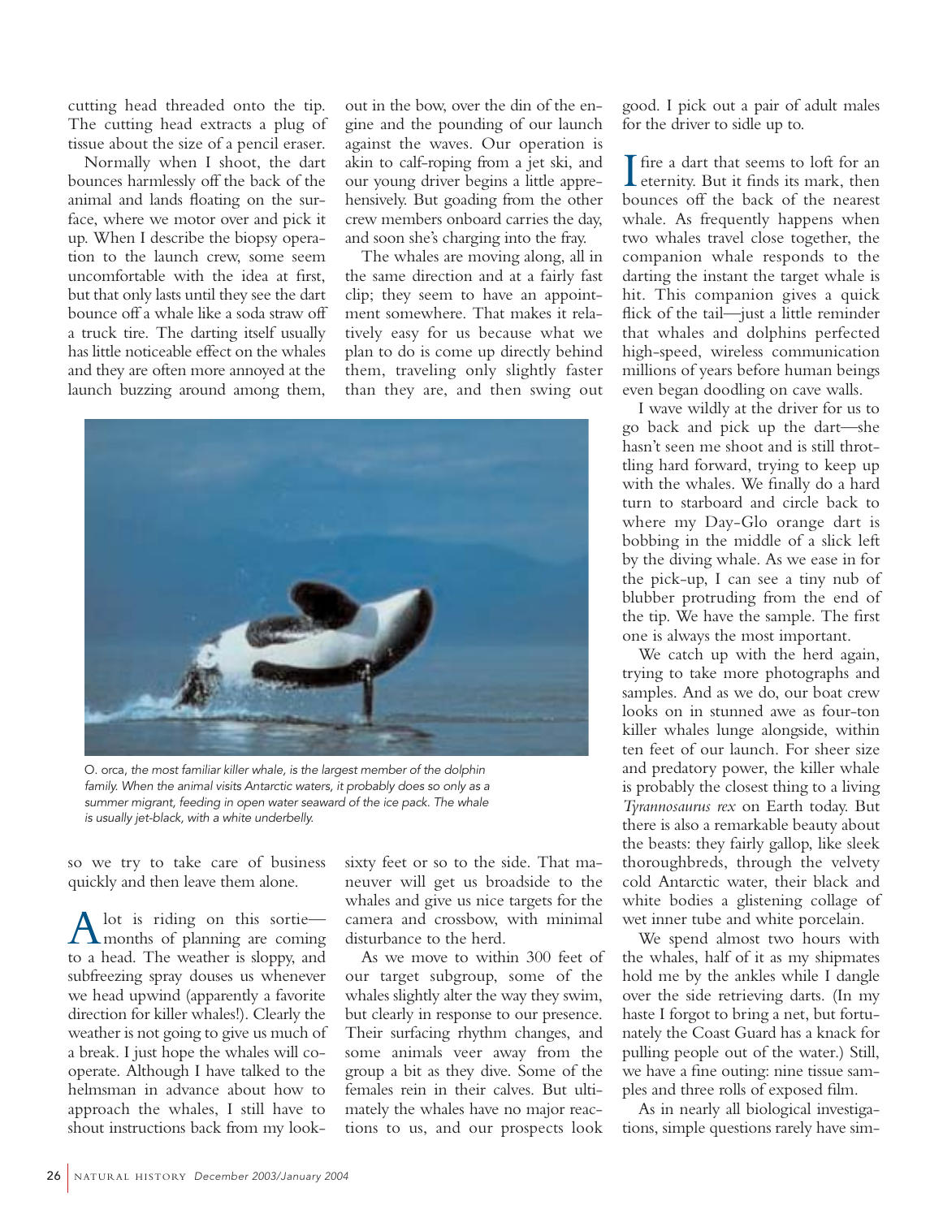cutting head threaded onto the tip. The cutting head extracts a plug of tissue about the size of a pencil eraser.

Normally when I shoot, the dart bounces harmlessly off the back of the animal and lands floating on the surface, where we motor over and pick it up. When I describe the biopsy operation to the launch crew, some seem uncomfortable with the idea at first, but that only lasts until they see the dart bounce off a whale like a soda straw off a truck tire. The darting itself usually has little noticeable effect on the whales and they are often more annoyed at the launch buzzing around among them, so we try to take care of business quickly and then leave them alone.

A lot is riding on this sortie—months of planning are coming to a head. The weather is sloppy, and subfreezing spray douses us whenever we head upwind (apparently a favorite direction for killer whales!). Clearly the weather is not going to give us much of a break. I just hope the whales will cooperate. Although I have talked to the helmsman in advance about how to approach the whales, I still have to shout instructions back from my lookout in the bow, over the din of the engine and the pounding of our launch against the waves. Our operation is akin to calf-roping from a jet ski, and our young driver begins a little apprehensively. But goading from the other crew members onboard carries the day, and soon she's charging into the fray.

The whales are moving along, all in the same direction and at a fairly fast clip; they seem to have an appointment somewhere. That makes it relatively easy for us because what we plan to do is come up directly behind them, traveling only slightly faster than they are, and then swing out sixty feet or so to the side. That maneuver will get us broadside to the whales and give us nice targets for the camera and crossbow, with minimal disturbance to the herd.

As we move to within 300 feet of our target subgroup, some of the whales slightly alter the way they swim, but clearly in response to our presence. Their surfacing rhythm changes, and some animals veer away from the group a bit as they dive. Some of the females rein in their calves. But ultimately the whales have no major reactions to us, and our prospects look good. I pick out a pair of adult males for the driver to sidle up to.

I fire a dart that seems to loft for an eternity. But it finds its mark, then bounces off the back of the nearest whale. As frequently happens when two whales travel close together, the companion whale responds to the darting the instant the target whale is hit. This companion gives a quick flick of the tail—just a little reminder that whales and dolphins perfected high-speed, wireless communication millions of years before human beings even began doodling on cave walls.

I wave wildly at the driver for us to go back and pick up the dart—she hasn't seen me shoot and is still throttling hard forward, trying to keep up with the whales. We finally do a hard turn to starboard and circle back to where my Day-Glo orange dart is bobbing in the middle of a slick left by the diving whale. As we ease in for the pick-up, I can see a tiny nub of blubber protruding from the end of the tip. We have the sample. The first one is always the most important.

We catch up with the herd again, trying to take more photographs and samples. And as we do, our boat crew looks on in stunned awe as four-ton killer whales lunge alongside, within ten feet of our launch. For sheer size and predatory power, the killer whale is probably the closest thing to a living *Tyrannosaurus rex* on Earth today. But there is also a remarkable beauty about the beasts: they fairly gallop, like sleek thoroughbreds, through the velvety cold Antarctic water, their black and white bodies a glistening collage of wet inner tube and white porcelain.

We spend almost two hours with the whales, half of it as my shipmates hold me by the ankles while I dangle over the side retrieving darts. (In my haste I forgot to bring a net, but fortunately the Coast Guard has a knack for pulling people out of the water.) Still, we have a fine outing: nine tissue samples and three rolls of exposed film.

As in nearly all biological investigations, simple questions rarely have sim-

O. orca, *the most familiar killer whale, is the largest member of the dolphin family. When the animal visits Antarctic waters, it probably does so only as a summer migrant, feeding in open water seaward of the ice pack. The whale is usually jet-black, with a white underbelly.*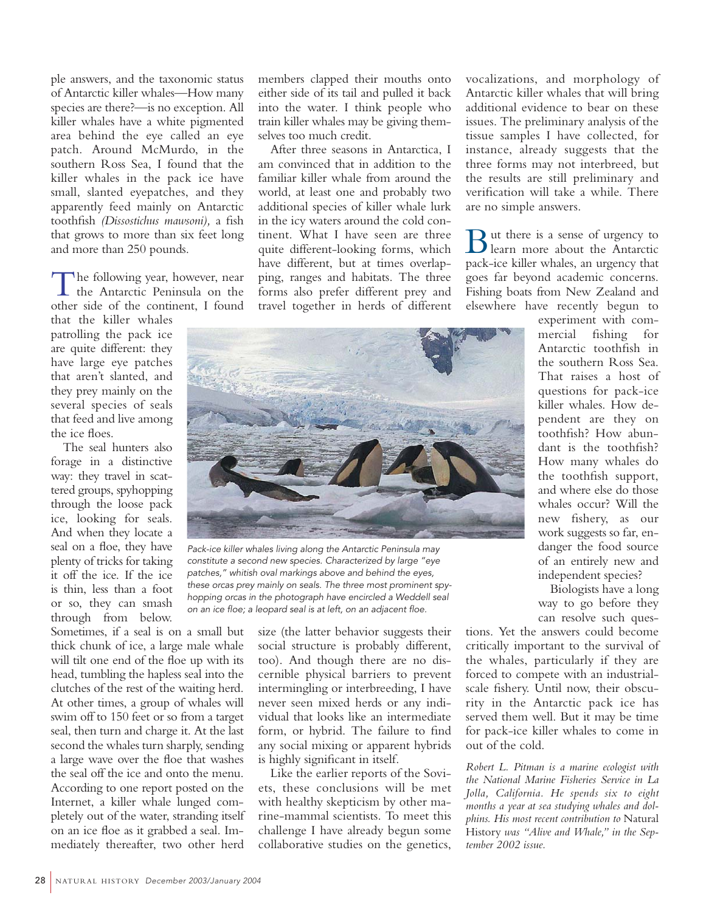ple answers, and the taxonomic status of Antarctic killer whales—How many species are there?—is no exception. All killer whales have a white pigmented area behind the eye called an eye patch. Around McMurdo, in the southern Ross Sea, I found that the killer whales in the pack ice have small, slanted eyepatches, and they apparently feed mainly on Antarctic toothfish *(Dissostichus mawsoni),* a fish that grows to more than six feet long and more than 250 pounds.

The following year, however, near the Antarctic Peninsula on the other side of the continent, I found that the killer whales patrolling the pack ice are quite different: they have large eye patches that aren't slanted, and they prey mainly on the several species of seals that feed and live among the ice floes.

The seal hunters also forage in a distinctive way: they travel in scattered groups, spyhopping through the loose pack ice, looking for seals. And when they locate a seal on a floe, they have plenty of tricks for taking it off the ice. If the ice is thin, less than a foot or so, they can smash through from below. Sometimes, if a seal is on a small but thick chunk of ice, a large male whale will tilt one end of the floe up with its head, tumbling the hapless seal into the clutches of the rest of the waiting herd. At other times, a group of whales will swim off to 150 feet or so from a target seal, then turn and charge it. At the last second the whales turn sharply, sending a large wave over the floe that washes the seal off the ice and onto the menu. According to one report posted on the Internet, a killer whale lunged completely out of the water, stranding itself on an ice floe as it grabbed a seal. Immediately thereafter, two other herd members clapped their mouths onto either side of its tail and pulled it back into the water. I think people who train killer whales may be giving themselves too much credit.

After three seasons in Antarctica, I am convinced that in addition to the familiar killer whale from around the world, at least one and probably two additional species of killer whale lurk in the icy waters around the cold continent. What I have seen are three quite different-looking forms, which have different, but at times overlapping, ranges and habitats. The three forms also prefer different prey and travel together in herds of different size (the latter behavior suggests their social structure is probably different, too). And though there are no discernible physical barriers to prevent intermingling or interbreeding, I have never seen mixed herds or any individual that looks like an intermediate form, or hybrid. The failure to find any social mixing or apparent hybrids is highly significant in itself.

Like the earlier reports of the Soviets, these conclusions will be met with healthy skepticism by other marine-mammal scientists. To meet this challenge I have already begun some collaborative studies on the genetics, vocalizations, and morphology of Antarctic killer whales that will bring additional evidence to bear on these issues. The preliminary analysis of the tissue samples I have collected, for instance, already suggests that the three forms may not interbreed, but the results are still preliminary and verification will take a while. There are no simple answers.

*Pack-ice killer whales living along the Antarctic Peninsula may constitute a second new species. Characterized by large "eye patches," whitish oval markings above and behind the eyes, these orcas prey mainly on seals. The three most prominent spyhopping orcas in the photograph have encircled a Weddell seal on an ice floe; a leopard seal is at left, on an adjacent floe.*

But there is a sense of urgency to learn more about the Antarctic pack-ice killer whales, an urgency that goes far beyond academic concerns. Fishing boats from New Zealand and elsewhere have recently begun to experiment with commercial fishing for Antarctic toothfish in the southern Ross Sea. That raises a host of questions for pack-ice killer whales. How dependent are they on toothfish? How abundant is the toothfish? How many whales do the toothfish support, and where else do those whales occur? Will the new fishery, as our work suggests so far, endanger the food source of an entirely new and independent species?

Biologists have a long way to go before they can resolve such questions. Yet the answers could become critically important to the survival of the whales, particularly if they are forced to compete with an industrial-scale fishery. Until now, their obscurity in the Antarctic pack ice has served them well. But it may be time for pack-ice killer whales to come in out of the cold.

*Robert L. Pitman is a marine ecologist with the National Marine Fisheries Service in La Jolla, California. He spends six to eight months a year at sea studying whales and dolphins. His most recent contribution to* Natural History *was "Alive and Whale," in the September 2002 issue.*